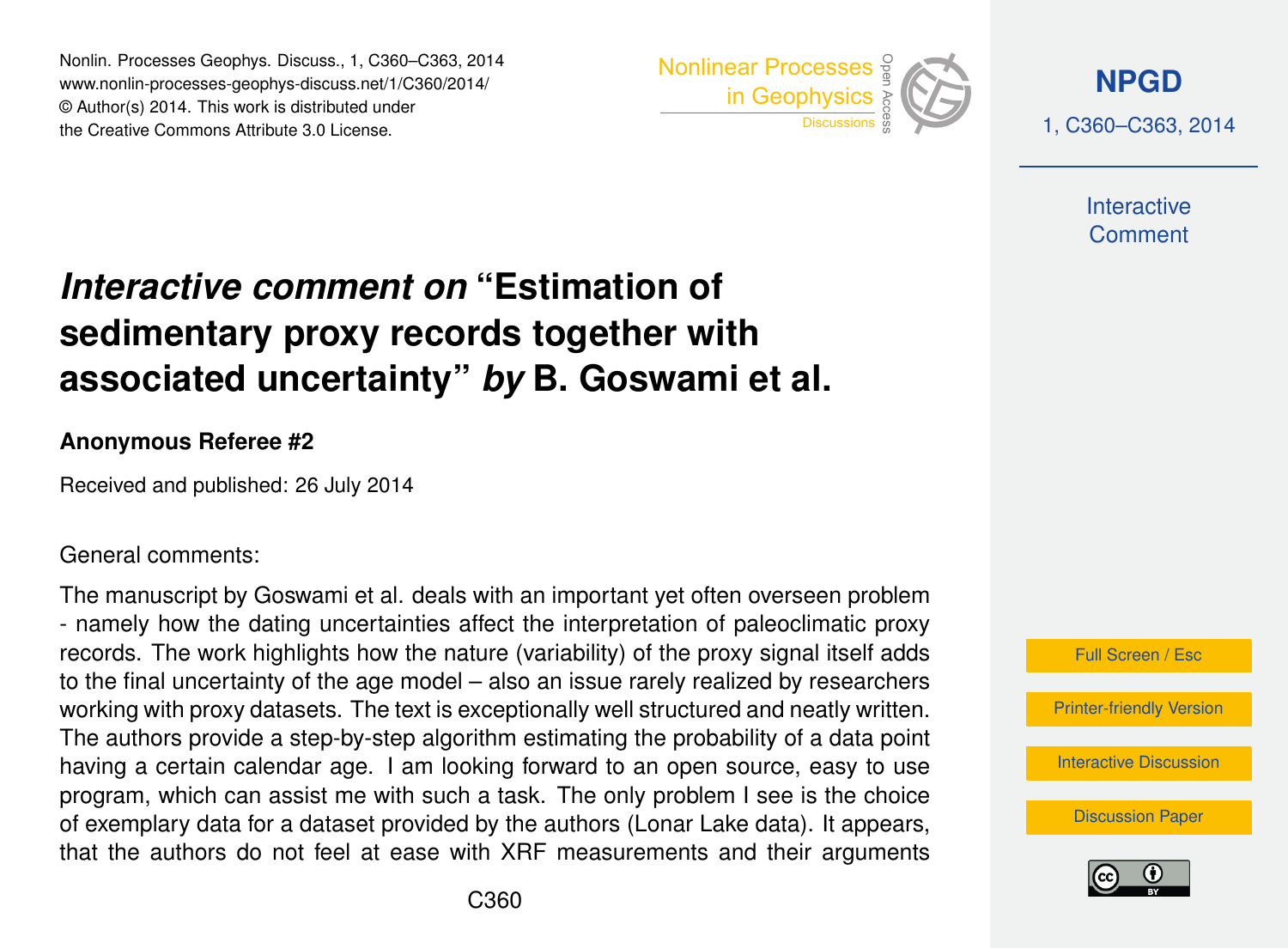# *Interactive comment on* "Estimation of sedimentary proxy records together with associated uncertainty" *by* B. Goswami et al.

**Anonymous Referee #2**

Received and published: 26 July 2014

General comments:

The manuscript by Goswami et al. deals with an important yet often overseen problem - namely how the dating uncertainties affect the interpretation of paleoclimatic proxy records. The work highlights how the nature (variability) of the proxy signal itself adds to the final uncertainty of the age model – also an issue rarely realized by researchers working with proxy datasets. The text is exceptionally well structured and neatly written. The authors provide a step-by-step algorithm estimating the probability of a data point having a certain calendar age. I am looking forward to an open source, easy to use program, which can assist me with such a task. The only problem I see is the choice of exemplary data for a dataset provided by the authors (Lonar Lake data). It appears, that the authors do not feel at ease with XRF measurements and their arguments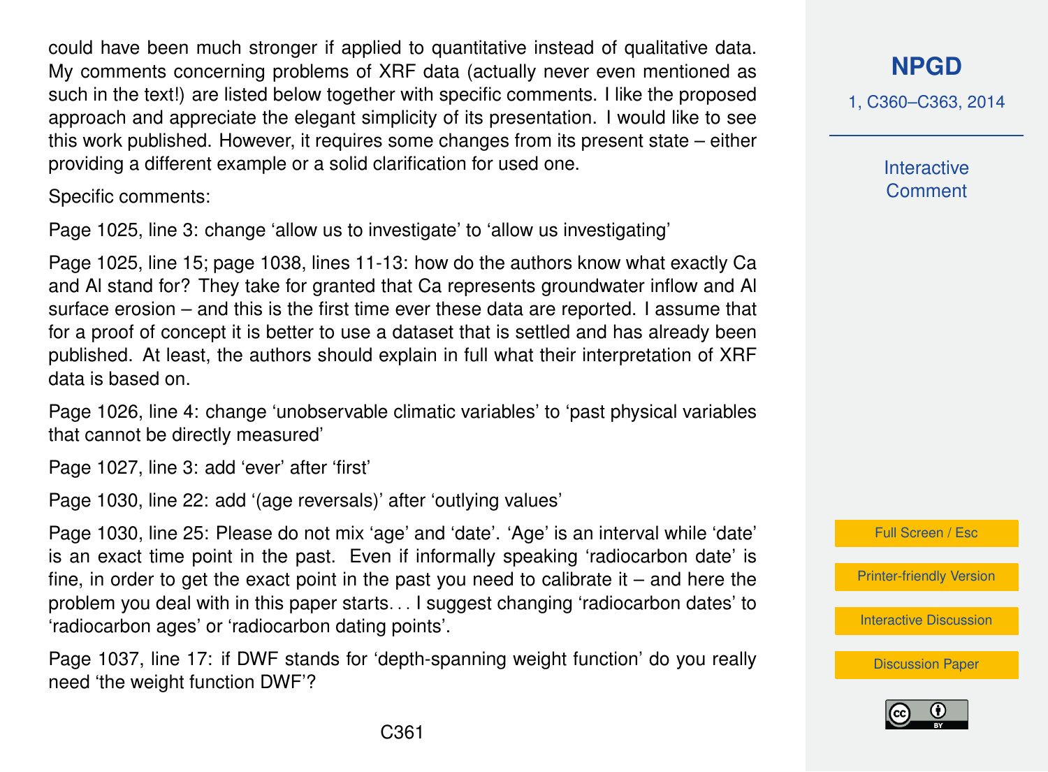could have been much stronger if applied to quantitative instead of qualitative data. My comments concerning problems of XRF data (actually never even mentioned as such in the text!) are listed below together with specific comments. I like the proposed approach and appreciate the elegant simplicity of its presentation. I would like to see this work published. However, it requires some changes from its present state – either providing a different example or a solid clarification for used one.

Specific comments:

Page 1025, line 3: change 'allow us to investigate' to 'allow us investigating'

Page 1025, line 15; page 1038, lines 11-13: how do the authors know what exactly Ca and Al stand for? They take for granted that Ca represents groundwater inflow and Al surface erosion – and this is the first time ever these data are reported. I assume that for a proof of concept it is better to use a dataset that is settled and has already been published. At least, the authors should explain in full what their interpretation of XRF data is based on.

Page 1026, line 4: change 'unobservable climatic variables' to 'past physical variables that cannot be directly measured'

Page 1027, line 3: add 'ever' after 'first'

Page 1030, line 22: add '(age reversals)' after 'outlying values'

Page 1030, line 25: Please do not mix 'age' and 'date'. 'Age' is an interval while 'date' is an exact time point in the past. Even if informally speaking 'radiocarbon date' is fine, in order to get the exact point in the past you need to calibrate it – and here the problem you deal with in this paper starts… I suggest changing 'radiocarbon dates' to 'radiocarbon ages' or 'radiocarbon dating points'.

Page 1037, line 17: if DWF stands for 'depth-spanning weight function' do you really need 'the weight function DWF'?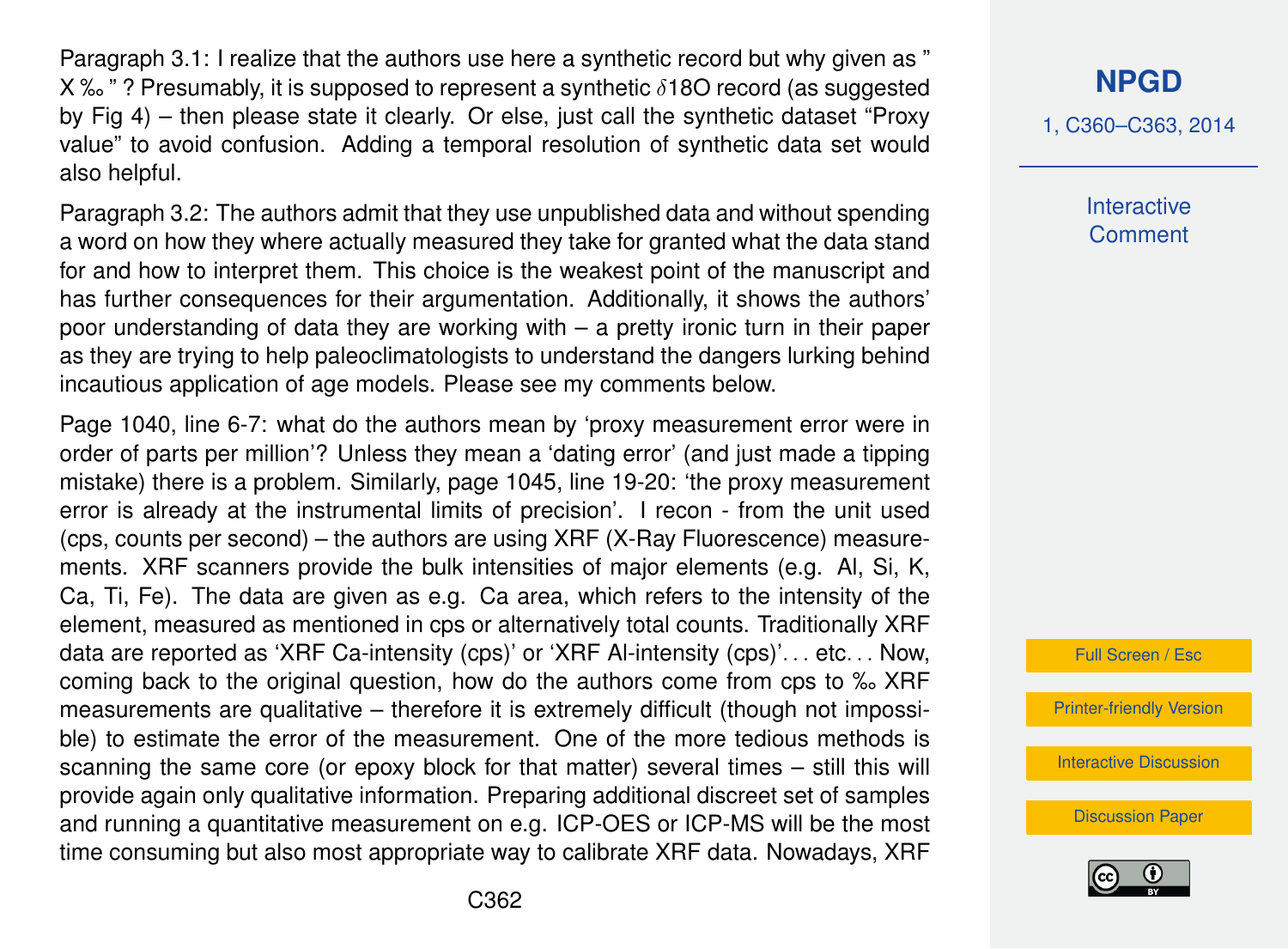Paragraph 3.1: I realize that the authors use here a synthetic record but why given as " X ‰ " ? Presumably, it is supposed to represent a synthetic $\delta$18O record (as suggested by Fig 4) – then please state it clearly. Or else, just call the synthetic dataset "Proxy value" to avoid confusion. Adding a temporal resolution of synthetic data set would also helpful.

Paragraph 3.2: The authors admit that they use unpublished data and without spending a word on how they where actually measured they take for granted what the data stand for and how to interpret them. This choice is the weakest point of the manuscript and has further consequences for their argumentation. Additionally, it shows the authors' poor understanding of data they are working with – a pretty ironic turn in their paper as they are trying to help paleoclimatologists to understand the dangers lurking behind incautious application of age models. Please see my comments below.

Page 1040, line 6-7: what do the authors mean by 'proxy measurement error were in order of parts per million'? Unless they mean a 'dating error' (and just made a tipping mistake) there is a problem. Similarly, page 1045, line 19-20: 'the proxy measurement error is already at the instrumental limits of precision'. I recon - from the unit used (cps, counts per second) – the authors are using XRF (X-Ray Fluorescence) measurements. XRF scanners provide the bulk intensities of major elements (e.g. Al, Si, K, Ca, Ti, Fe). The data are given as e.g. Ca area, which refers to the intensity of the element, measured as mentioned in cps or alternatively total counts. Traditionally XRF data are reported as 'XRF Ca-intensity (cps)' or 'XRF Al-intensity (cps)'... etc... Now, coming back to the original question, how do the authors come from cps to ‰ XRF measurements are qualitative – therefore it is extremely difficult (though not impossible) to estimate the error of the measurement. One of the more tedious methods is scanning the same core (or epoxy block for that matter) several times – still this will provide again only qualitative information. Preparing additional discreet set of samples and running a quantitative measurement on e.g. ICP-OES or ICP-MS will be the most time consuming but also most appropriate way to calibrate XRF data. Nowadays, XRF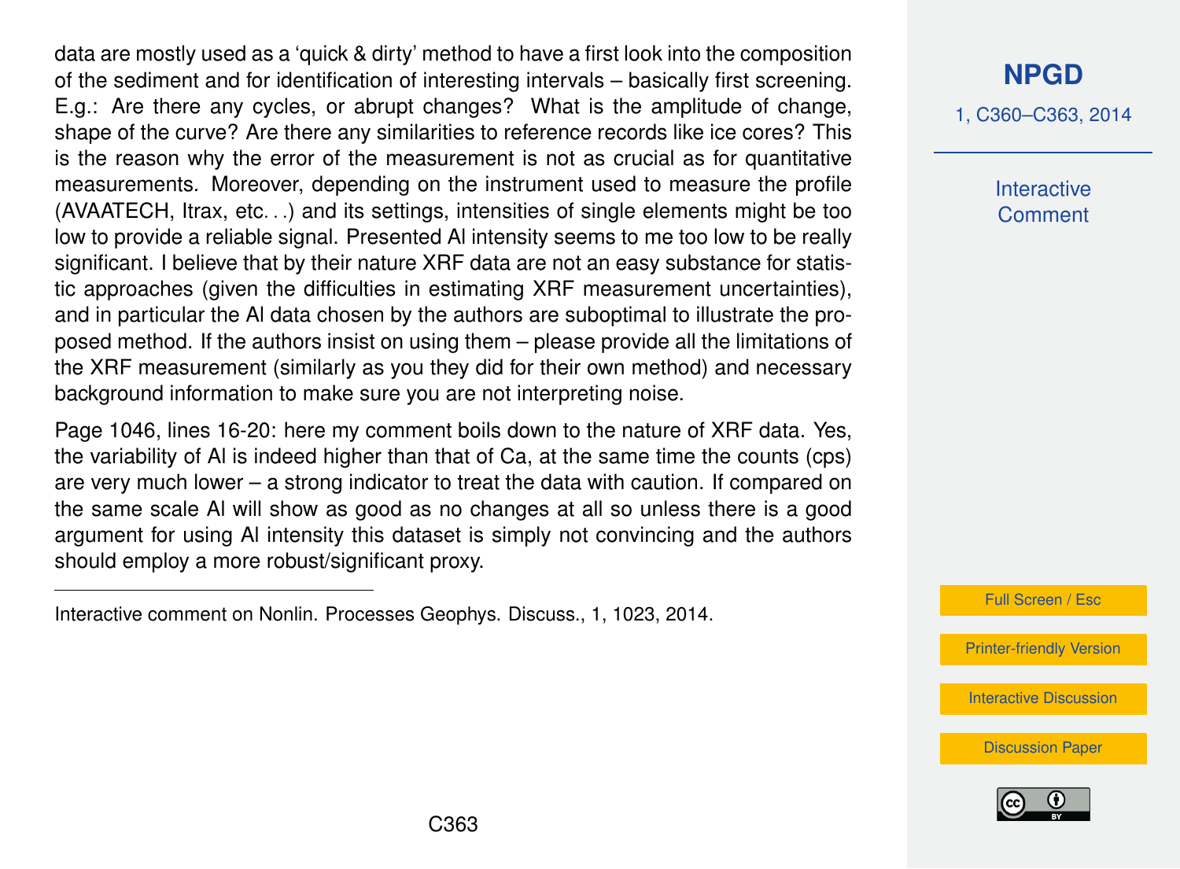data are mostly used as a 'quick & dirty' method to have a first look into the composition of the sediment and for identification of interesting intervals – basically first screening. E.g.: Are there any cycles, or abrupt changes? What is the amplitude of change, shape of the curve? Are there any similarities to reference records like ice cores? This is the reason why the error of the measurement is not as crucial as for quantitative measurements. Moreover, depending on the instrument used to measure the profile (AVAATECH, Itrax, etc...) and its settings, intensities of single elements might be too low to provide a reliable signal. Presented Al intensity seems to me too low to be really significant. I believe that by their nature XRF data are not an easy substance for statistic approaches (given the difficulties in estimating XRF measurement uncertainties), and in particular the Al data chosen by the authors are suboptimal to illustrate the proposed method. If the authors insist on using them – please provide all the limitations of the XRF measurement (similarly as you they did for their own method) and necessary background information to make sure you are not interpreting noise.

Page 1046, lines 16-20: here my comment boils down to the nature of XRF data. Yes, the variability of Al is indeed higher than that of Ca, at the same time the counts (cps) are very much lower – a strong indicator to treat the data with caution. If compared on the same scale Al will show as good as no changes at all so unless there is a good argument for using Al intensity this dataset is simply not convincing and the authors should employ a more robust/significant proxy.

---

Interactive comment on Nonlin. Processes Geophys. Discuss., 1, 1023, 2014.